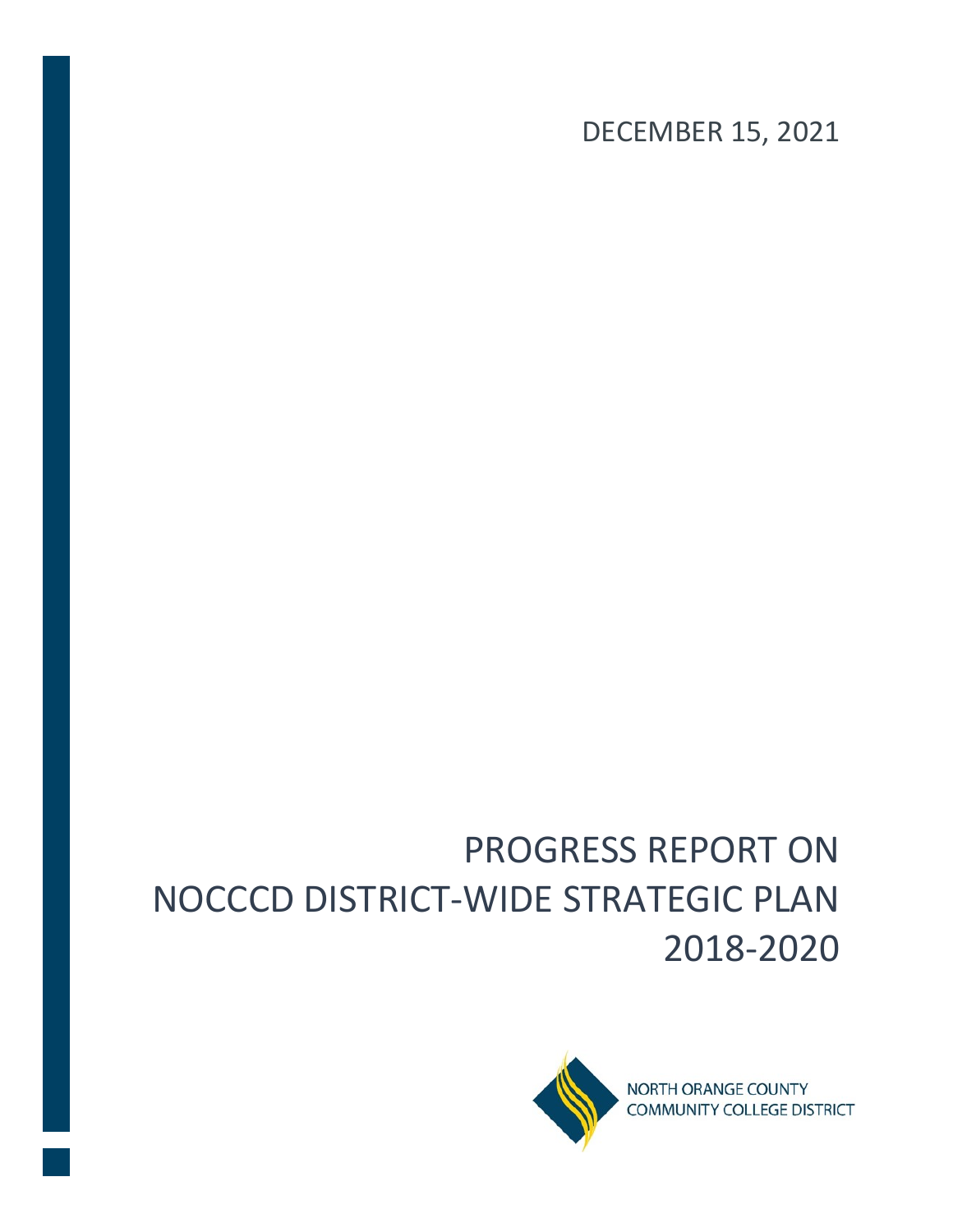DECEMBER 15, 2021

# PROGRESS REPORT ON NOCCCD DISTRICT-WIDE STRATEGIC PLAN 2018-2020

NORTH ORANGE COUNTY COMMUNITY COLLEGE DISTRICT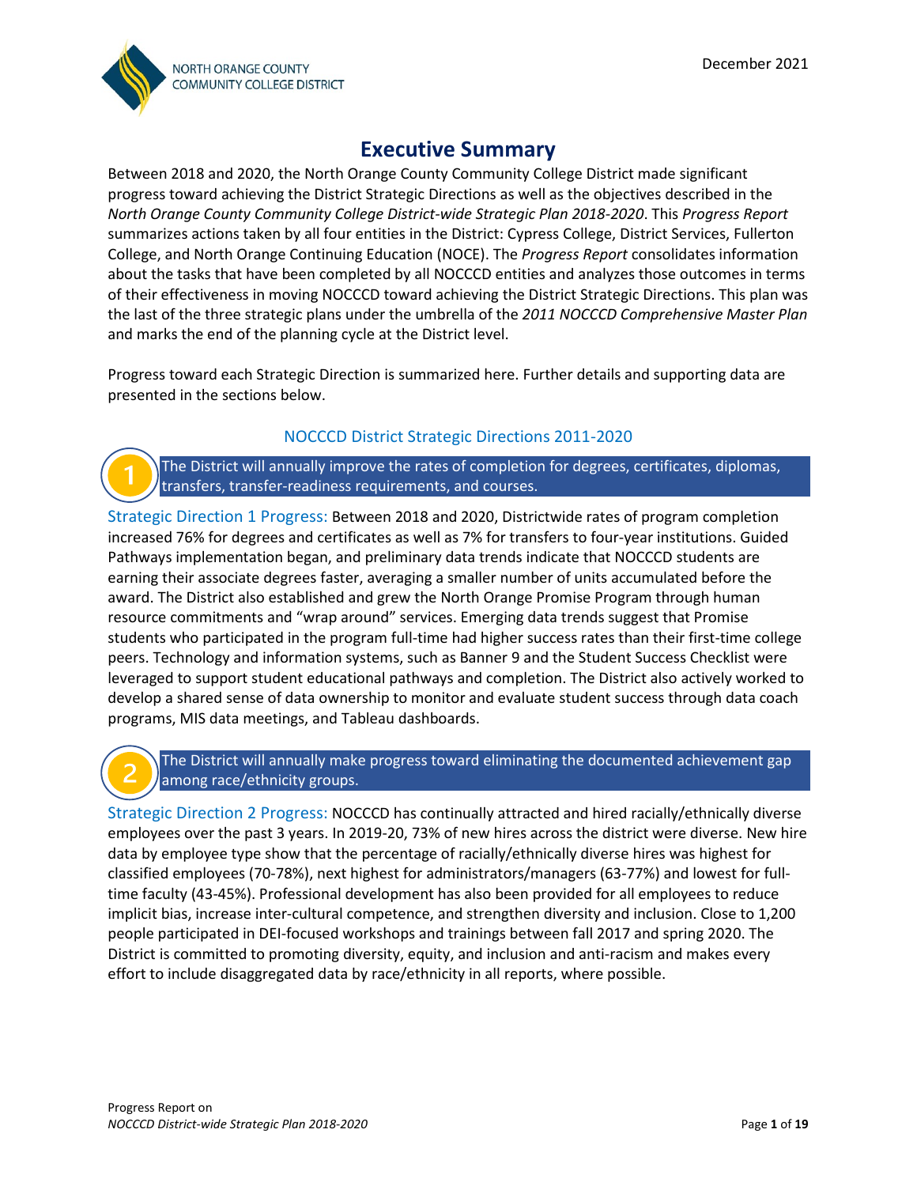NORTH ORANGE COUNTY COMMUNITY COLLEGE DISTRICT

December 2021

# Executive Summary

Between 2018 and 2020, the North Orange County Community College District made significant progress toward achieving the District Strategic Directions as well as the objectives described in the *North Orange County Community College District-wide Strategic Plan 2018-2020*. This *Progress Report* summarizes actions taken by all four entities in the District: Cypress College, District Services, Fullerton College, and North Orange Continuing Education (NOCE). The *Progress Report* consolidates information about the tasks that have been completed by all NOCCCD entities and analyzes those outcomes in terms of their effectiveness in moving NOCCCD toward achieving the District Strategic Directions. This plan was the last of the three strategic plans under the umbrella of the *2011 NOCCCD Comprehensive Master Plan* and marks the end of the planning cycle at the District level.

Progress toward each Strategic Direction is summarized here. Further details and supporting data are presented in the sections below.

## NOCCCD District Strategic Directions 2011-2020

**1** The District will annually improve the rates of completion for degrees, certificates, diplomas, transfers, transfer-readiness requirements, and courses.

Strategic Direction 1 Progress: Between 2018 and 2020, Districtwide rates of program completion increased 76% for degrees and certificates as well as 7% for transfers to four-year institutions. Guided Pathways implementation began, and preliminary data trends indicate that NOCCCD students are earning their associate degrees faster, averaging a smaller number of units accumulated before the award. The District also established and grew the North Orange Promise Program through human resource commitments and "wrap around" services. Emerging data trends suggest that Promise students who participated in the program full-time had higher success rates than their first-time college peers. Technology and information systems, such as Banner 9 and the Student Success Checklist were leveraged to support student educational pathways and completion. The District also actively worked to develop a shared sense of data ownership to monitor and evaluate student success through data coach programs, MIS data meetings, and Tableau dashboards.

**2** The District will annually make progress toward eliminating the documented achievement gap among race/ethnicity groups.

Strategic Direction 2 Progress: NOCCCD has continually attracted and hired racially/ethnically diverse employees over the past 3 years. In 2019-20, 73% of new hires across the district were diverse. New hire data by employee type show that the percentage of racially/ethnically diverse hires was highest for classified employees (70-78%), next highest for administrators/managers (63-77%) and lowest for full-time faculty (43-45%). Professional development has also been provided for all employees to reduce implicit bias, increase inter-cultural competence, and strengthen diversity and inclusion. Close to 1,200 people participated in DEI-focused workshops and trainings between fall 2017 and spring 2020. The District is committed to promoting diversity, equity, and inclusion and anti-racism and makes every effort to include disaggregated data by race/ethnicity in all reports, where possible.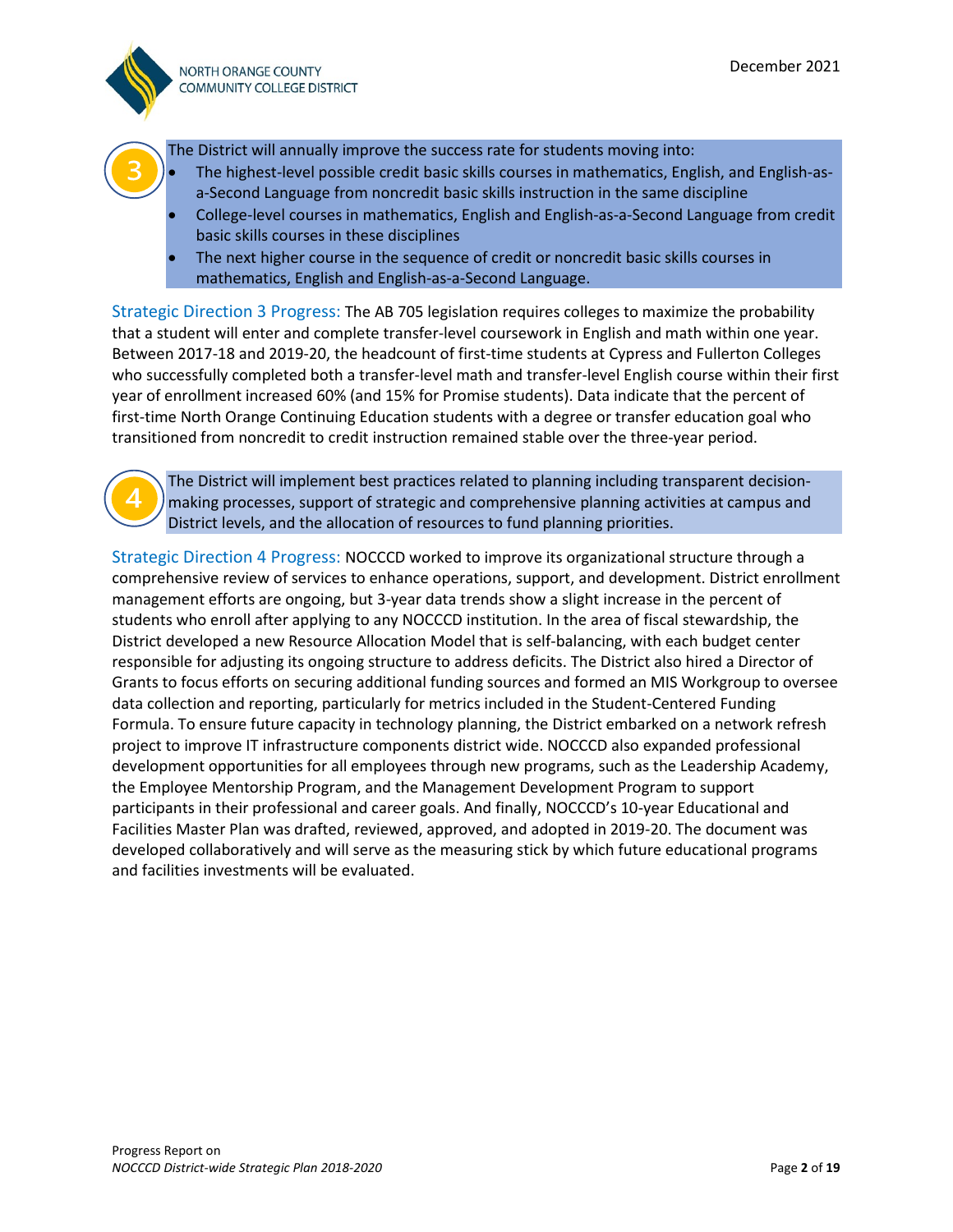3

The District will annually improve the success rate for students moving into:

- The highest-level possible credit basic skills courses in mathematics, English, and English-as-a-Second Language from noncredit basic skills instruction in the same discipline
- College-level courses in mathematics, English and English-as-a-Second Language from credit basic skills courses in these disciplines
- The next higher course in the sequence of credit or noncredit basic skills courses in mathematics, English and English-as-a-Second Language.

Strategic Direction 3 Progress: The AB 705 legislation requires colleges to maximize the probability that a student will enter and complete transfer-level coursework in English and math within one year. Between 2017-18 and 2019-20, the headcount of first-time students at Cypress and Fullerton Colleges who successfully completed both a transfer-level math and transfer-level English course within their first year of enrollment increased 60% (and 15% for Promise students). Data indicate that the percent of first-time North Orange Continuing Education students with a degree or transfer education goal who transitioned from noncredit to credit instruction remained stable over the three-year period.

4

The District will implement best practices related to planning including transparent decision-making processes, support of strategic and comprehensive planning activities at campus and District levels, and the allocation of resources to fund planning priorities.

Strategic Direction 4 Progress: NOCCCD worked to improve its organizational structure through a comprehensive review of services to enhance operations, support, and development. District enrollment management efforts are ongoing, but 3-year data trends show a slight increase in the percent of students who enroll after applying to any NOCCCD institution. In the area of fiscal stewardship, the District developed a new Resource Allocation Model that is self-balancing, with each budget center responsible for adjusting its ongoing structure to address deficits. The District also hired a Director of Grants to focus efforts on securing additional funding sources and formed an MIS Workgroup to oversee data collection and reporting, particularly for metrics included in the Student-Centered Funding Formula. To ensure future capacity in technology planning, the District embarked on a network refresh project to improve IT infrastructure components district wide. NOCCCD also expanded professional development opportunities for all employees through new programs, such as the Leadership Academy, the Employee Mentorship Program, and the Management Development Program to support participants in their professional and career goals. And finally, NOCCCD's 10-year Educational and Facilities Master Plan was drafted, reviewed, approved, and adopted in 2019-20. The document was developed collaboratively and will serve as the measuring stick by which future educational programs and facilities investments will be evaluated.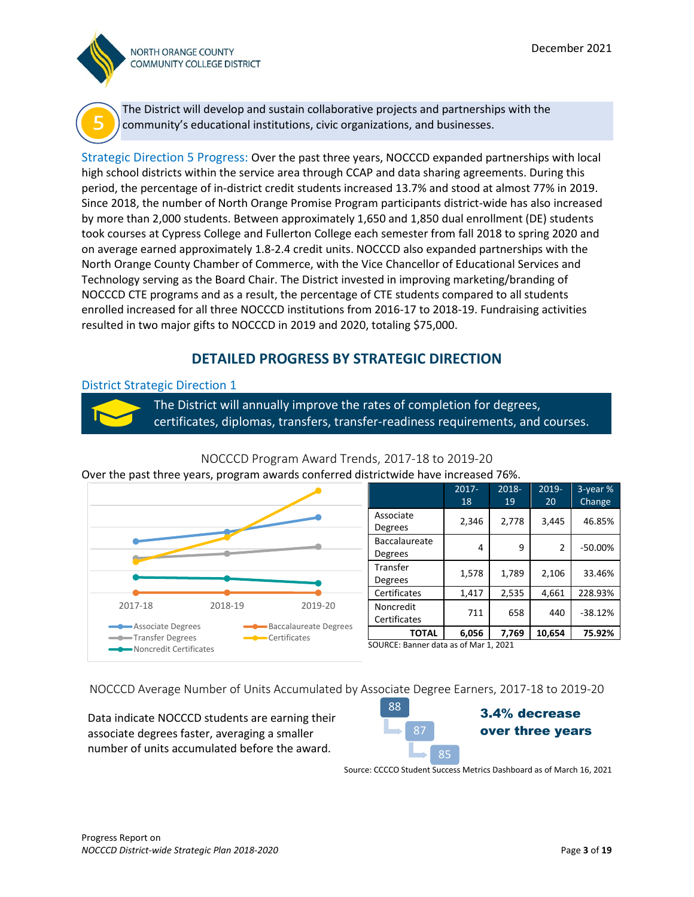5 The District will develop and sustain collaborative projects and partnerships with the community's educational institutions, civic organizations, and businesses.

Strategic Direction 5 Progress: Over the past three years, NOCCCD expanded partnerships with local high school districts within the service area through CCAP and data sharing agreements. During this period, the percentage of in-district credit students increased 13.7% and stood at almost 77% in 2019. Since 2018, the number of North Orange Promise Program participants district-wide has also increased by more than 2,000 students. Between approximately 1,650 and 1,850 dual enrollment (DE) students took courses at Cypress College and Fullerton College each semester from fall 2018 to spring 2020 and on average earned approximately 1.8-2.4 credit units. NOCCCD also expanded partnerships with the North Orange County Chamber of Commerce, with the Vice Chancellor of Educational Services and Technology serving as the Board Chair. The District invested in improving marketing/branding of NOCCCD CTE programs and as a result, the percentage of CTE students compared to all students enrolled increased for all three NOCCCD institutions from 2016-17 to 2018-19. Fundraising activities resulted in two major gifts to NOCCCD in 2019 and 2020, totaling $75,000.

## DETAILED PROGRESS BY STRATEGIC DIRECTION

### District Strategic Direction 1

The District will annually improve the rates of completion for degrees, certificates, diplomas, transfers, transfer-readiness requirements, and courses.

NOCCCD Program Award Trends, 2017-18 to 2019-20

Over the past three years, program awards conferred districtwide have increased 76%.

| | 2017-18 | 2018-19 | 2019-20 | 3-year % Change |
|---|---|---|---|---|
| Associate Degrees | 2,346 | 2,778 | 3,445 | 46.85% |
| Baccalaureate Degrees | 4 | 9 | 2 | -50.00% |
| Transfer Degrees | 1,578 | 1,789 | 2,106 | 33.46% |
| Certificates | 1,417 | 2,535 | 4,661 | 228.93% |
| Noncredit Certificates | 711 | 658 | 440 | -38.12% |
| **TOTAL** | **6,056** | **7,769** | **10,654** | **75.92%** |

SOURCE: Banner data as of Mar 1, 2021

NOCCCD Average Number of Units Accumulated by Associate Degree Earners, 2017-18 to 2019-20

Data indicate NOCCCD students are earning their associate degrees faster, averaging a smaller number of units accumulated before the award.

88 → 87 → 85

**3.4% decrease over three years**

Source: CCCCO Student Success Metrics Dashboard as of March 16, 2021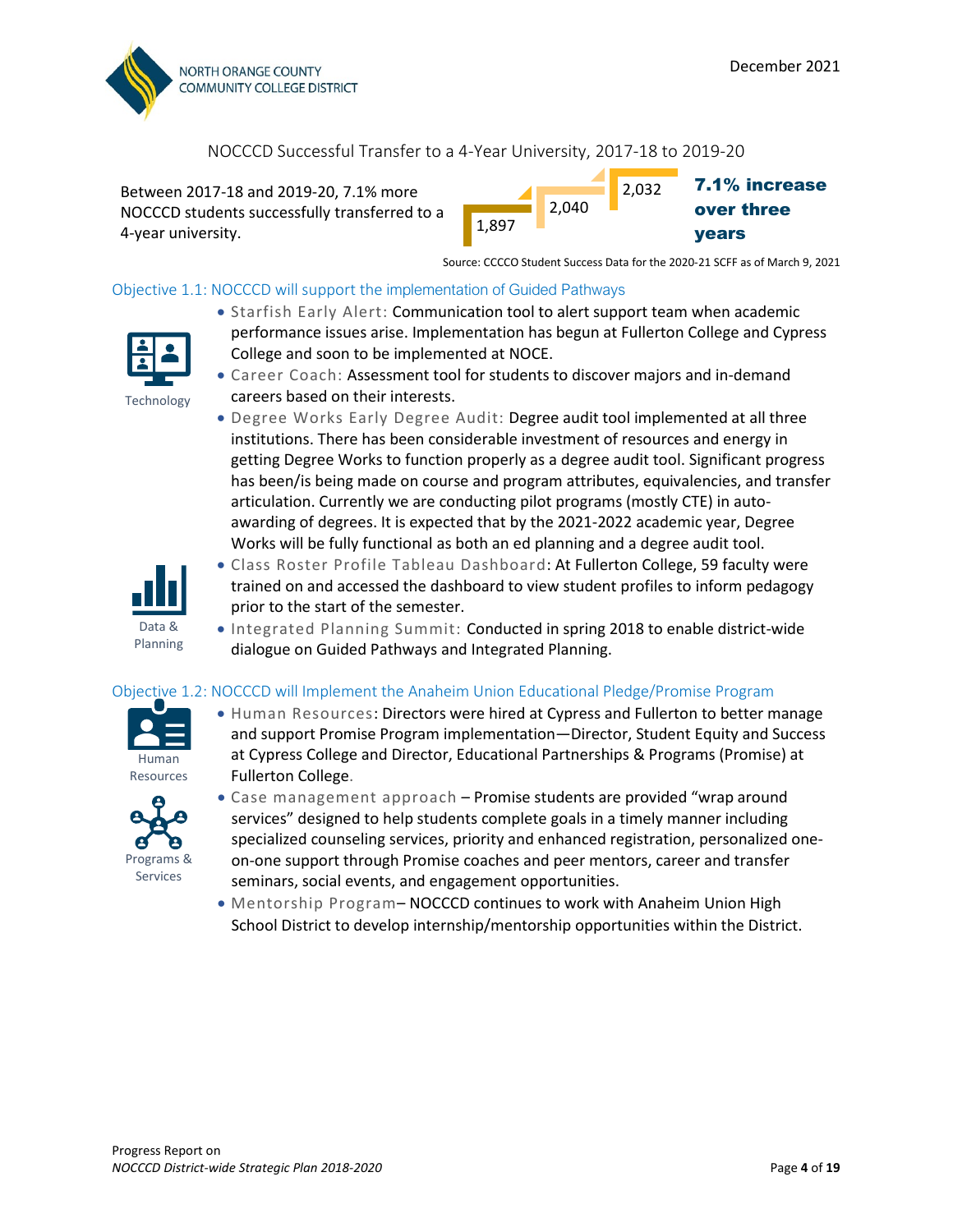NOCCCD Successful Transfer to a 4-Year University, 2017-18 to 2019-20

Between 2017-18 and 2019-20, 7.1% more NOCCCD students successfully transferred to a 4-year university.

1,897 | 2,040 | 2,032

**7.1% increase over three years**

Source: CCCCO Student Success Data for the 2020-21 SCFF as of March 9, 2021

## Objective 1.1: NOCCCD will support the implementation of Guided Pathways

Technology

- Starfish Early Alert: Communication tool to alert support team when academic performance issues arise. Implementation has begun at Fullerton College and Cypress College and soon to be implemented at NOCE.
- Career Coach: Assessment tool for students to discover majors and in-demand careers based on their interests.
- Degree Works Early Degree Audit: Degree audit tool implemented at all three institutions. There has been considerable investment of resources and energy in getting Degree Works to function properly as a degree audit tool. Significant progress has been/is being made on course and program attributes, equivalencies, and transfer articulation. Currently we are conducting pilot programs (mostly CTE) in auto-awarding of degrees. It is expected that by the 2021-2022 academic year, Degree Works will be fully functional as both an ed planning and a degree audit tool.

Data & Planning

- Class Roster Profile Tableau Dashboard: At Fullerton College, 59 faculty were trained on and accessed the dashboard to view student profiles to inform pedagogy prior to the start of the semester.
- Integrated Planning Summit: Conducted in spring 2018 to enable district-wide dialogue on Guided Pathways and Integrated Planning.

## Objective 1.2: NOCCCD will Implement the Anaheim Union Educational Pledge/Promise Program

Human Resources

- Human Resources: Directors were hired at Cypress and Fullerton to better manage and support Promise Program implementation—Director, Student Equity and Success at Cypress College and Director, Educational Partnerships & Programs (Promise) at Fullerton College.

Programs & Services

- Case management approach – Promise students are provided "wrap around services" designed to help students complete goals in a timely manner including specialized counseling services, priority and enhanced registration, personalized one-on-one support through Promise coaches and peer mentors, career and transfer seminars, social events, and engagement opportunities.
- Mentorship Program– NOCCCD continues to work with Anaheim Union High School District to develop internship/mentorship opportunities within the District.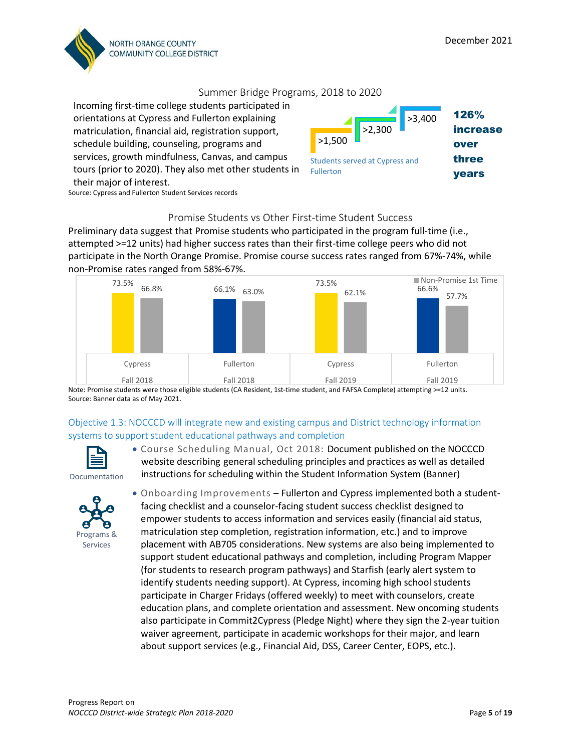## Summer Bridge Programs, 2018 to 2020

Incoming first-time college students participated in orientations at Cypress and Fullerton explaining matriculation, financial aid, registration support, schedule building, counseling, programs and services, growth mindfulness, Canvas, and campus tours (prior to 2020). They also met other students in their major of interest.

>1,500 | >2,300 | >3,400

Students served at Cypress and Fullerton

**126% increase over three years**

Source: Cypress and Fullerton Student Services records

## Promise Students vs Other First-time Student Success

Preliminary data suggest that Promise students who participated in the program full-time (i.e., attempted >=12 units) had higher success rates than their first-time college peers who did not participate in the North Orange Promise. Promise course success rates ranged from 67%-74%, while non-Promise rates ranged from 58%-67%.

| | Promise | Non-Promise 1st Time |
|---|---|---|
| Cypress Fall 2018 | 73.5% | 66.8% |
| Fullerton Fall 2018 | 66.1% | 63.0% |
| Cypress Fall 2019 | 73.5% | 62.1% |
| Fullerton Fall 2019 | 66.6% | 57.7% |

Note: Promise students were those eligible students (CA Resident, 1st-time student, and FAFSA Complete) attempting >=12 units.
Source: Banner data as of May 2021.

### Objective 1.3: NOCCCD will integrate new and existing campus and District technology information systems to support student educational pathways and completion

Documentation

- Course Scheduling Manual, Oct 2018: Document published on the NOCCCD website describing general scheduling principles and practices as well as detailed instructions for scheduling within the Student Information System (Banner)

Programs & Services

- Onboarding Improvements – Fullerton and Cypress implemented both a student-facing checklist and a counselor-facing student success checklist designed to empower students to access information and services easily (financial aid status, matriculation step completion, registration information, etc.) and to improve placement with AB705 considerations. New systems are also being implemented to support student educational pathways and completion, including Program Mapper (for students to research program pathways) and Starfish (early alert system to identify students needing support). At Cypress, incoming high school students participate in Charger Fridays (offered weekly) to meet with counselors, create education plans, and complete orientation and assessment. New oncoming students also participate in Commit2Cypress (Pledge Night) where they sign the 2-year tuition waiver agreement, participate in academic workshops for their major, and learn about support services (e.g., Financial Aid, DSS, Career Center, EOPS, etc.).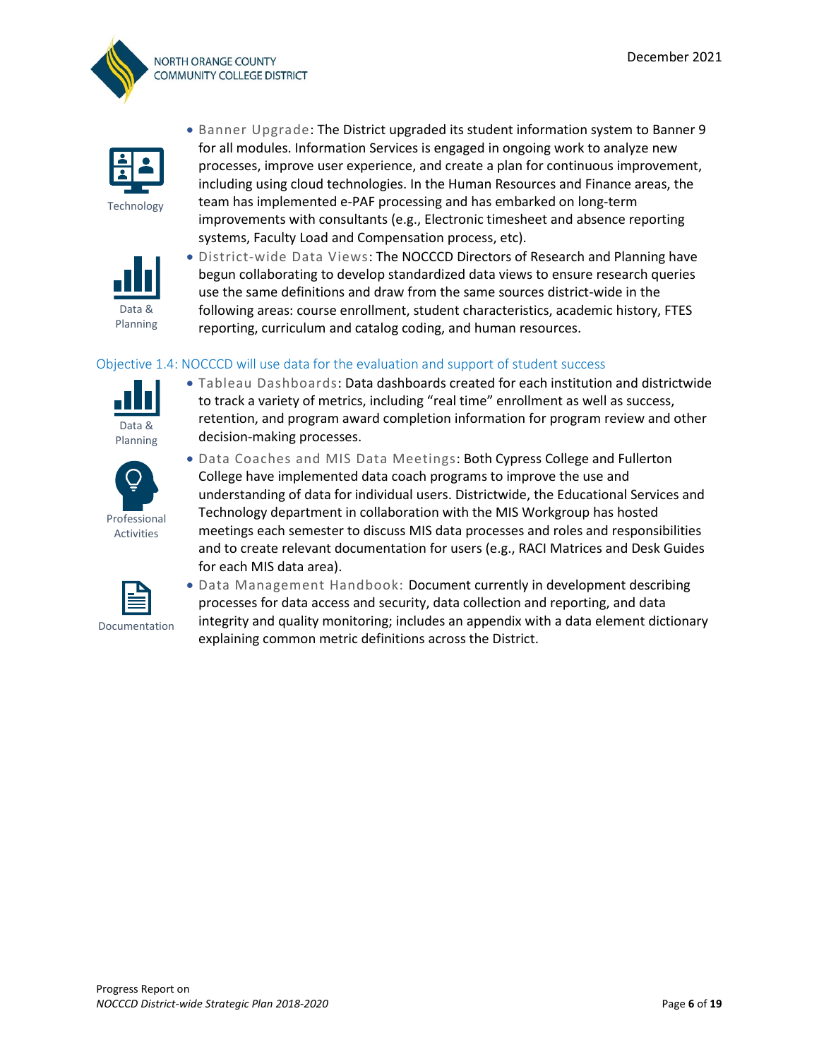- Banner Upgrade: The District upgraded its student information system to Banner 9 for all modules. Information Services is engaged in ongoing work to analyze new processes, improve user experience, and create a plan for continuous improvement, including using cloud technologies. In the Human Resources and Finance areas, the team has implemented e-PAF processing and has embarked on long-term improvements with consultants (e.g., Electronic timesheet and absence reporting systems, Faculty Load and Compensation process, etc).

Technology

- District-wide Data Views: The NOCCCD Directors of Research and Planning have begun collaborating to develop standardized data views to ensure research queries use the same definitions and draw from the same sources district-wide in the following areas: course enrollment, student characteristics, academic history, FTES reporting, curriculum and catalog coding, and human resources.

Data & Planning

### Objective 1.4: NOCCCD will use data for the evaluation and support of student success

Data & Planning

- Tableau Dashboards: Data dashboards created for each institution and districtwide to track a variety of metrics, including "real time" enrollment as well as success, retention, and program award completion information for program review and other decision-making processes.

Professional Activities

- Data Coaches and MIS Data Meetings: Both Cypress College and Fullerton College have implemented data coach programs to improve the use and understanding of data for individual users. Districtwide, the Educational Services and Technology department in collaboration with the MIS Workgroup has hosted meetings each semester to discuss MIS data processes and roles and responsibilities and to create relevant documentation for users (e.g., RACI Matrices and Desk Guides for each MIS data area).

Documentation

- Data Management Handbook: Document currently in development describing processes for data access and security, data collection and reporting, and data integrity and quality monitoring; includes an appendix with a data element dictionary explaining common metric definitions across the District.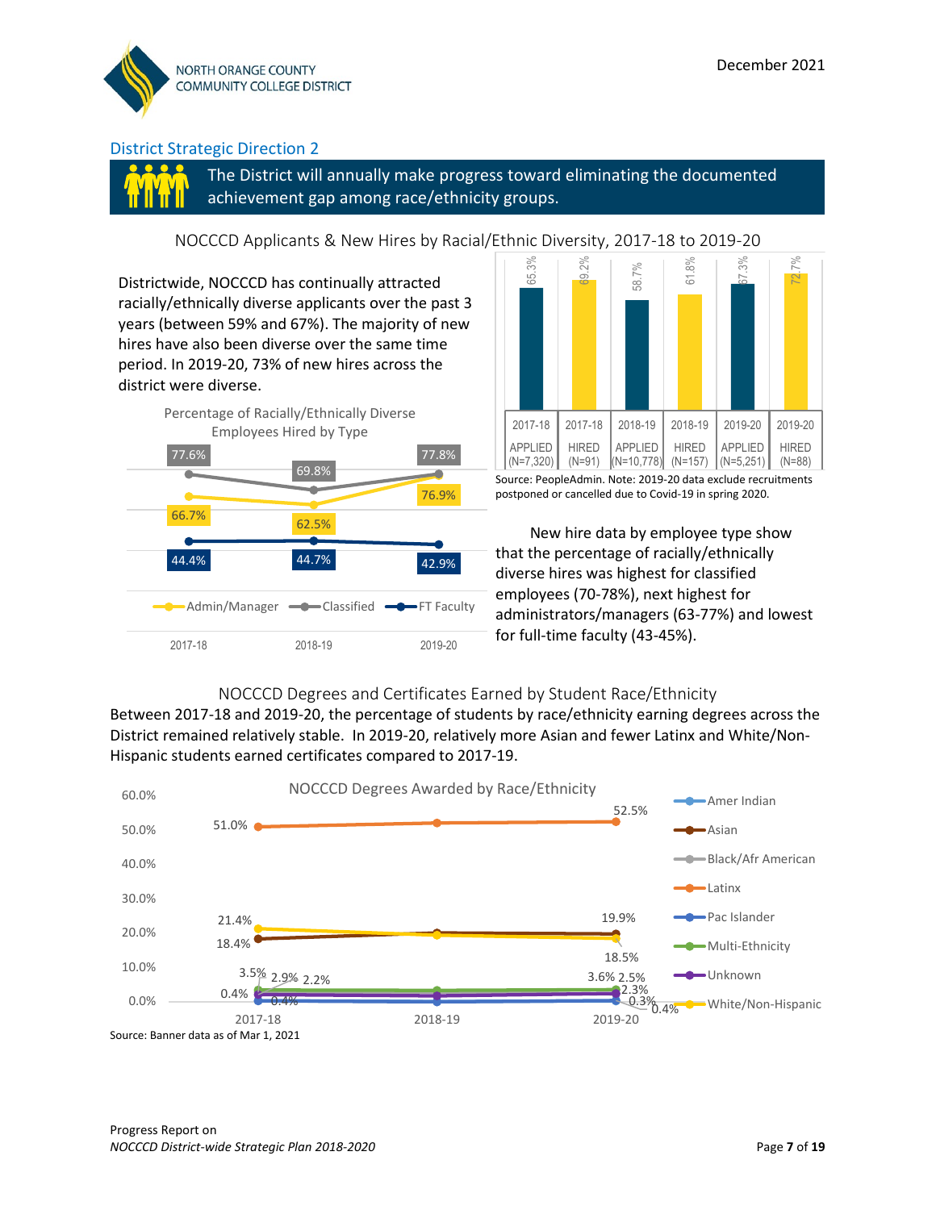## District Strategic Direction 2

**The District will annually make progress toward eliminating the documented achievement gap among race/ethnicity groups.**

### NOCCCD Applicants & New Hires by Racial/Ethnic Diversity, 2017-18 to 2019-20

Districtwide, NOCCCD has continually attracted racially/ethnically diverse applicants over the past 3 years (between 59% and 67%). The majority of new hires have also been diverse over the same time period. In 2019-20, 73% of new hires across the district were diverse.

| | 2017-18 APPLIED (N=7,320) | 2017-18 HIRED (N=91) | 2018-19 APPLIED (N=10,778) | 2018-19 HIRED (N=157) | 2019-20 APPLIED (N=5,251) | 2019-20 HIRED (N=88) |
|---|---|---|---|---|---|---|
| % Racially/Ethnically Diverse | 65.3% | 69.2% | 58.7% | 61.8% | 67.3% | 72.7% |

Source: PeopleAdmin. Note: 2019-20 data exclude recruitments postponed or cancelled due to Covid-19 in spring 2020.

**Percentage of Racially/Ethnically Diverse Employees Hired by Type**

| | 2017-18 | 2018-19 | 2019-20 |
|---|---|---|---|
| Admin/Manager | 66.7% | 62.5% | 76.9% |
| Classified | 77.6% | 69.8% | 77.8% |
| FT Faculty | 44.4% | 44.7% | 42.9% |

New hire data by employee type show that the percentage of racially/ethnically diverse hires was highest for classified employees (70-78%), next highest for administrators/managers (63-77%) and lowest for full-time faculty (43-45%).

### NOCCCD Degrees and Certificates Earned by Student Race/Ethnicity

Between 2017-18 and 2019-20, the percentage of students by race/ethnicity earning degrees across the District remained relatively stable. In 2019-20, relatively more Asian and fewer Latinx and White/Non-Hispanic students earned certificates compared to 2017-19.

**NOCCCD Degrees Awarded by Race/Ethnicity**

| | 2017-18 | 2019-20 |
|---|---|---|
| Latinx | 51.0% | 52.5% |
| White/Non-Hispanic | 21.4% | 18.5% |
| Asian | 18.4% | 19.9% |
| Multi-Ethnicity | 3.5% | 3.6% |
| Black/Afr American | 2.9% | 2.5% |
| Unknown | 2.2% | 2.3% |
| Pac Islander | 0.4% | 0.3% |
| Amer Indian | 0.4% | 0.4% |

Source: Banner data as of Mar 1, 2021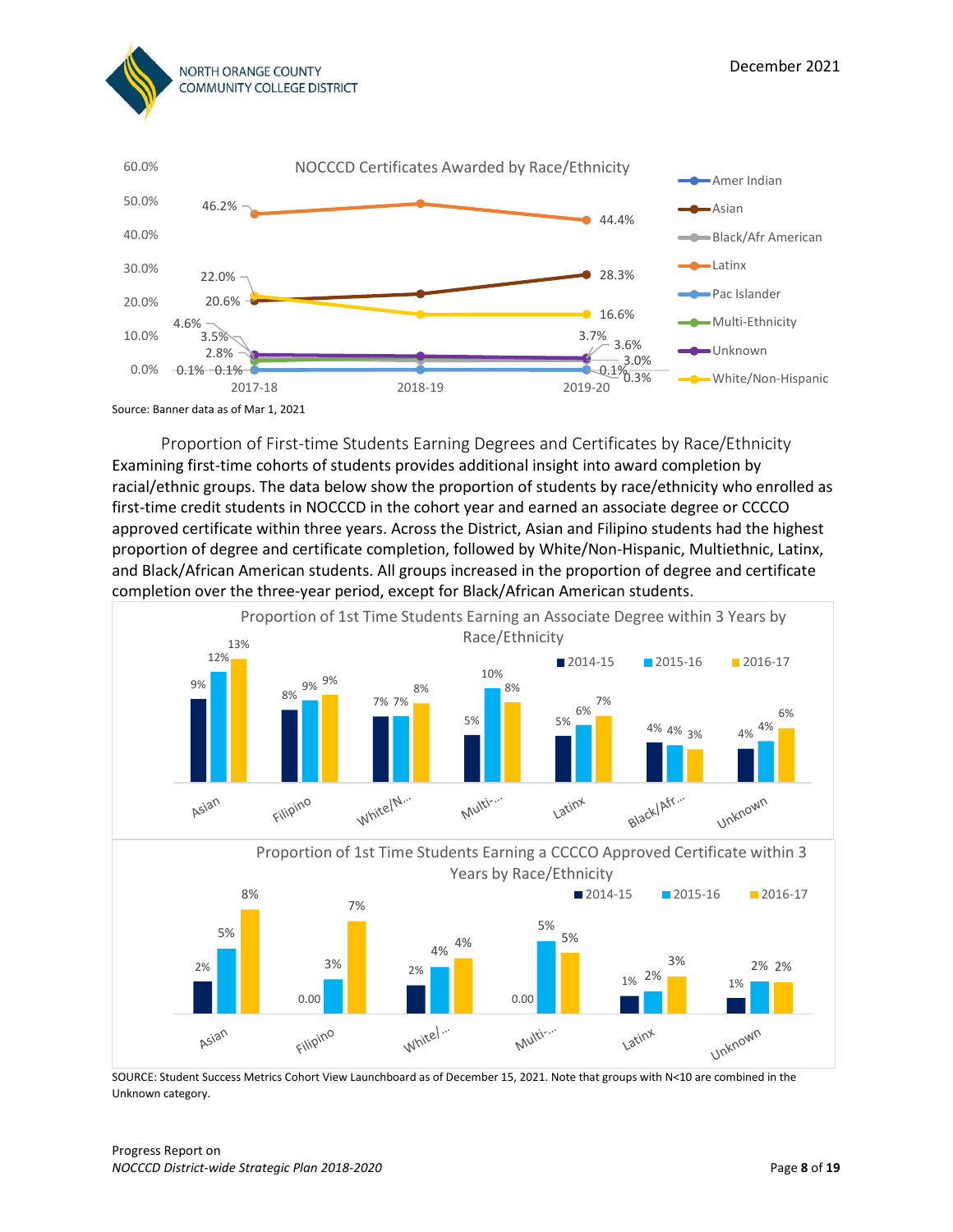**NOCCCD Certificates Awarded by Race/Ethnicity**

| Race/Ethnicity | 2017-18 | 2019-20 |
|---|---|---|
| Latinx | 46.2% | 44.4% |
| Asian | 20.6% | 28.3% |
| White/Non-Hispanic | 22.0% | 16.6% |
| Unknown | 4.6% | 3.7% |
| Black/Afr American | 3.5% | 3.6% |
| Multi-Ethnicity | 2.8% | 3.0% |
| Amer Indian | 0.1% | 0.1% |
| Pac Islander | 0.1% | 0.3% |

Source: Banner data as of Mar 1, 2021

## Proportion of First-time Students Earning Degrees and Certificates by Race/Ethnicity

Examining first-time cohorts of students provides additional insight into award completion by racial/ethnic groups. The data below show the proportion of students by race/ethnicity who enrolled as first-time credit students in NOCCCD in the cohort year and earned an associate degree or CCCCO approved certificate within three years. Across the District, Asian and Filipino students had the highest proportion of degree and certificate completion, followed by White/Non-Hispanic, Multiethnic, Latinx, and Black/African American students. All groups increased in the proportion of degree and certificate completion over the three-year period, except for Black/African American students.

**Proportion of 1st Time Students Earning an Associate Degree within 3 Years by Race/Ethnicity**

| | 2014-15 | 2015-16 | 2016-17 |
|---|---|---|---|
| Asian | 9% | 12% | 13% |
| Filipino | 8% | 9% | 9% |
| White/N... | 7% | 7% | 8% |
| Multi-... | 5% | 10% | 8% |
| Latinx | 5% | 6% | 7% |
| Black/Afr... | 4% | 4% | 3% |
| Unknown | 4% | 4% | 6% |

**Proportion of 1st Time Students Earning a CCCCO Approved Certificate within 3 Years by Race/Ethnicity**

| | 2014-15 | 2015-16 | 2016-17 |
|---|---|---|---|
| Asian | 2% | 5% | 8% |
| Filipino | 0.00 | 3% | 7% |
| White/... | 2% | 4% | 4% |
| Multi-... | 0.00 | 5% | 5% |
| Latinx | 1% | 2% | 3% |
| Unknown | 1% | 2% | 2% |

SOURCE: Student Success Metrics Cohort View Launchboard as of December 15, 2021. Note that groups with N<10 are combined in the Unknown category.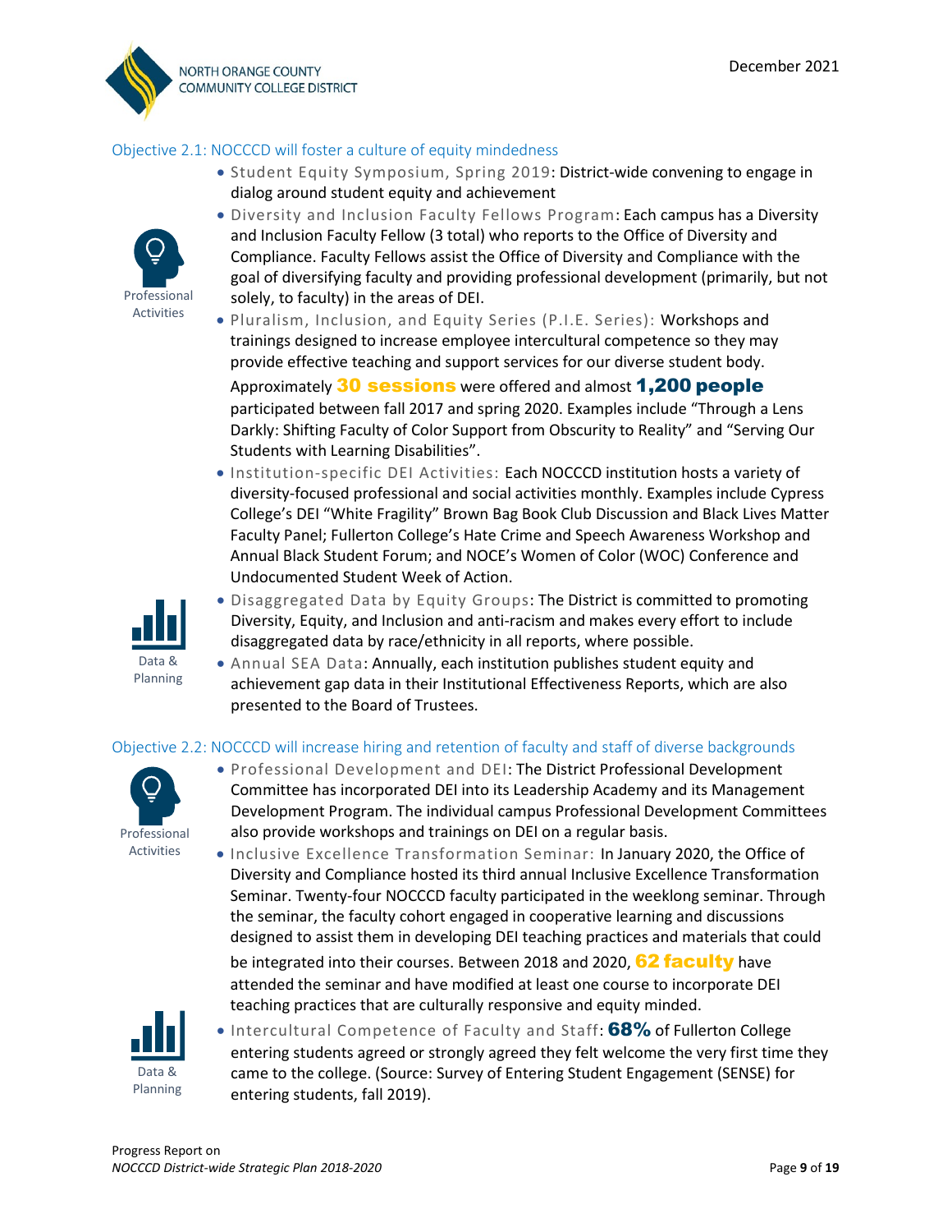## Objective 2.1: NOCCCD will foster a culture of equity mindedness

Professional Activities

- Student Equity Symposium, Spring 2019: District-wide convening to engage in dialog around student equity and achievement
- Diversity and Inclusion Faculty Fellows Program: Each campus has a Diversity and Inclusion Faculty Fellow (3 total) who reports to the Office of Diversity and Compliance. Faculty Fellows assist the Office of Diversity and Compliance with the goal of diversifying faculty and providing professional development (primarily, but not solely, to faculty) in the areas of DEI.
- Pluralism, Inclusion, and Equity Series (P.I.E. Series): Workshops and trainings designed to increase employee intercultural competence so they may provide effective teaching and support services for our diverse student body. Approximately **30 sessions** were offered and almost **1,200 people** participated between fall 2017 and spring 2020. Examples include "Through a Lens Darkly: Shifting Faculty of Color Support from Obscurity to Reality" and "Serving Our Students with Learning Disabilities".
- Institution-specific DEI Activities: Each NOCCCD institution hosts a variety of diversity-focused professional and social activities monthly. Examples include Cypress College's DEI "White Fragility" Brown Bag Book Club Discussion and Black Lives Matter Faculty Panel; Fullerton College's Hate Crime and Speech Awareness Workshop and Annual Black Student Forum; and NOCE's Women of Color (WOC) Conference and Undocumented Student Week of Action.

Data & Planning

- Disaggregated Data by Equity Groups: The District is committed to promoting Diversity, Equity, and Inclusion and anti-racism and makes every effort to include disaggregated data by race/ethnicity in all reports, where possible.
- Annual SEA Data: Annually, each institution publishes student equity and achievement gap data in their Institutional Effectiveness Reports, which are also presented to the Board of Trustees.

## Objective 2.2: NOCCCD will increase hiring and retention of faculty and staff of diverse backgrounds

Professional Activities

- Professional Development and DEI: The District Professional Development Committee has incorporated DEI into its Leadership Academy and its Management Development Program. The individual campus Professional Development Committees also provide workshops and trainings on DEI on a regular basis.
- Inclusive Excellence Transformation Seminar: In January 2020, the Office of Diversity and Compliance hosted its third annual Inclusive Excellence Transformation Seminar. Twenty-four NOCCCD faculty participated in the weeklong seminar. Through the seminar, the faculty cohort engaged in cooperative learning and discussions designed to assist them in developing DEI teaching practices and materials that could be integrated into their courses. Between 2018 and 2020, **62 faculty** have attended the seminar and have modified at least one course to incorporate DEI teaching practices that are culturally responsive and equity minded.

Data & Planning

- Intercultural Competence of Faculty and Staff: **68%** of Fullerton College entering students agreed or strongly agreed they felt welcome the very first time they came to the college. (Source: Survey of Entering Student Engagement (SENSE) for entering students, fall 2019).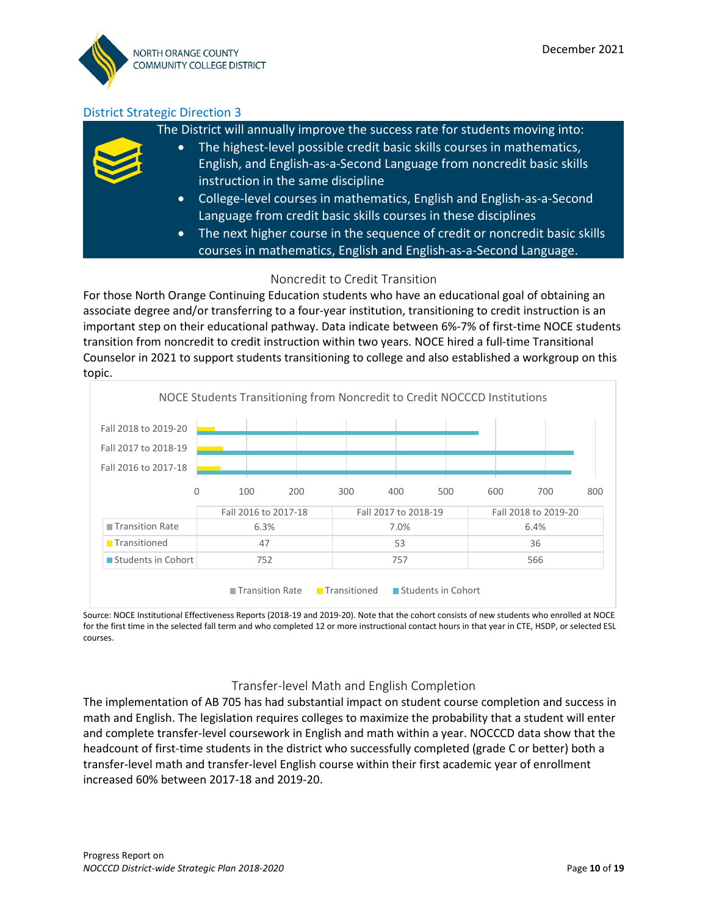## District Strategic Direction 3

The District will annually improve the success rate for students moving into:

- The highest-level possible credit basic skills courses in mathematics, English, and English-as-a-Second Language from noncredit basic skills instruction in the same discipline
- College-level courses in mathematics, English and English-as-a-Second Language from credit basic skills courses in these disciplines
- The next higher course in the sequence of credit or noncredit basic skills courses in mathematics, English and English-as-a-Second Language.

### Noncredit to Credit Transition

For those North Orange Continuing Education students who have an educational goal of obtaining an associate degree and/or transferring to a four-year institution, transitioning to credit instruction is an important step on their educational pathway. Data indicate between 6%-7% of first-time NOCE students transition from noncredit to credit instruction within two years. NOCE hired a full-time Transitional Counselor in 2021 to support students transitioning to college and also established a workgroup on this topic.

**NOCE Students Transitioning from Noncredit to Credit NOCCCD Institutions**

| | Fall 2016 to 2017-18 | Fall 2017 to 2018-19 | Fall 2018 to 2019-20 |
|---|---|---|---|
| Transition Rate | 6.3% | 7.0% | 6.4% |
| Transitioned | 47 | 53 | 36 |
| Students in Cohort | 752 | 757 | 566 |

Source: NOCE Institutional Effectiveness Reports (2018-19 and 2019-20). Note that the cohort consists of new students who enrolled at NOCE for the first time in the selected fall term and who completed 12 or more instructional contact hours in that year in CTE, HSDP, or selected ESL courses.

### Transfer-level Math and English Completion

The implementation of AB 705 has had substantial impact on student course completion and success in math and English. The legislation requires colleges to maximize the probability that a student will enter and complete transfer-level coursework in English and math within a year. NOCCCD data show that the headcount of first-time students in the district who successfully completed (grade C or better) both a transfer-level math and transfer-level English course within their first academic year of enrollment increased 60% between 2017-18 and 2019-20.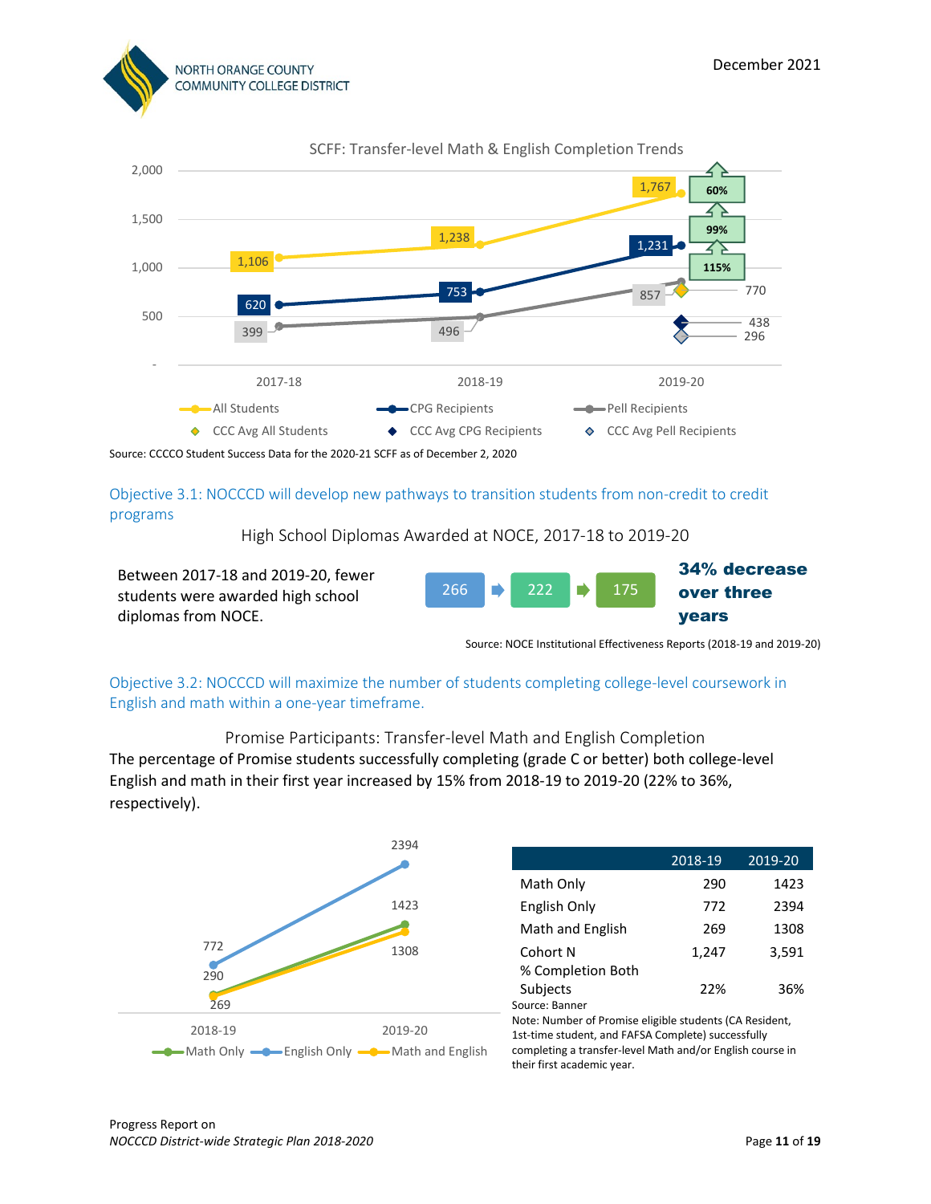SCFF: Transfer-level Math & English Completion Trends

| | 2017-18 | 2018-19 | 2019-20 | CCC Avg 2019-20 |
|---|---|---|---|---|
| All Students | 1,106 | 1,238 | 1,767 | 770 |
| CPG Recipients | 620 | 753 | 1,231 | 438 |
| Pell Recipients | 399 | 496 | 857 | 296 |

Percent change 2017-18 to 2019-20: All Students 60%; CPG Recipients 99%; Pell Recipients 115%

Source: CCCCO Student Success Data for the 2020-21 SCFF as of December 2, 2020

## Objective 3.1: NOCCCD will develop new pathways to transition students from non-credit to credit programs

High School Diplomas Awarded at NOCE, 2017-18 to 2019-20

Between 2017-18 and 2019-20, fewer students were awarded high school diplomas from NOCE.

266 → 222 → 175

**34% decrease over three years**

Source: NOCE Institutional Effectiveness Reports (2018-19 and 2019-20)

## Objective 3.2: NOCCCD will maximize the number of students completing college-level coursework in English and math within a one-year timeframe.

Promise Participants: Transfer-level Math and English Completion

The percentage of Promise students successfully completing (grade C or better) both college-level English and math in their first year increased by 15% from 2018-19 to 2019-20 (22% to 36%, respectively).

| | 2018-19 | 2019-20 |
|---|---|---|
| Math Only | 290 | 1423 |
| English Only | 772 | 2394 |
| Math and English | 269 | 1308 |
| Cohort N | 1,247 | 3,591 |
| % Completion Both Subjects | 22% | 36% |

Source: Banner

Note: Number of Promise eligible students (CA Resident, 1st-time student, and FAFSA Complete) successfully completing a transfer-level Math and/or English course in their first academic year.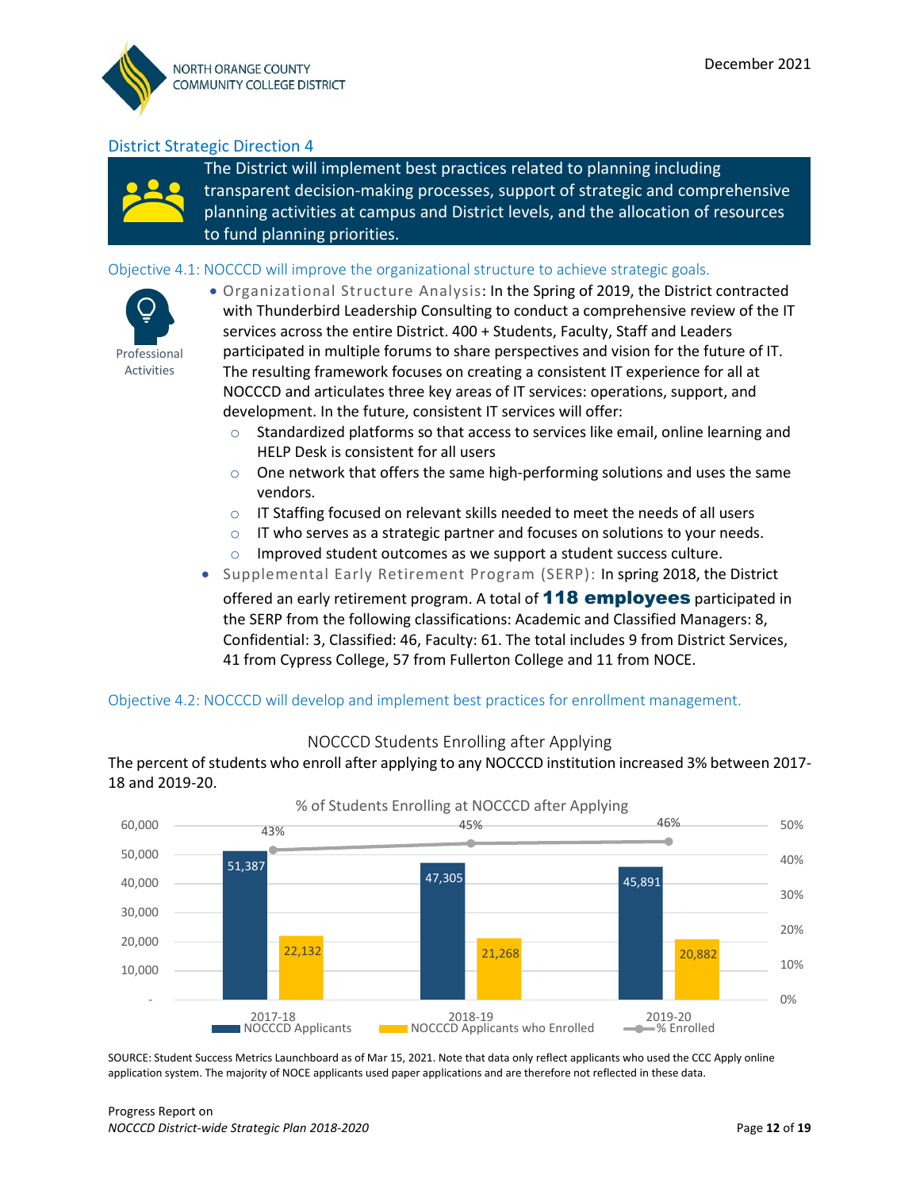## District Strategic Direction 4

The District will implement best practices related to planning including transparent decision-making processes, support of strategic and comprehensive planning activities at campus and District levels, and the allocation of resources to fund planning priorities.

### Objective 4.1: NOCCCD will improve the organizational structure to achieve strategic goals.

Professional Activities

- Organizational Structure Analysis: In the Spring of 2019, the District contracted with Thunderbird Leadership Consulting to conduct a comprehensive review of the IT services across the entire District. 400 + Students, Faculty, Staff and Leaders participated in multiple forums to share perspectives and vision for the future of IT. The resulting framework focuses on creating a consistent IT experience for all at NOCCCD and articulates three key areas of IT services: operations, support, and development. In the future, consistent IT services will offer:
  - Standardized platforms so that access to services like email, online learning and HELP Desk is consistent for all users
  - One network that offers the same high-performing solutions and uses the same vendors.
  - IT Staffing focused on relevant skills needed to meet the needs of all users
  - IT who serves as a strategic partner and focuses on solutions to your needs.
  - Improved student outcomes as we support a student success culture.
- Supplemental Early Retirement Program (SERP): In spring 2018, the District offered an early retirement program. A total of **118 employees** participated in the SERP from the following classifications: Academic and Classified Managers: 8, Confidential: 3, Classified: 46, Faculty: 61. The total includes 9 from District Services, 41 from Cypress College, 57 from Fullerton College and 11 from NOCE.

### Objective 4.2: NOCCCD will develop and implement best practices for enrollment management.

NOCCCD Students Enrolling after Applying

The percent of students who enroll after applying to any NOCCCD institution increased 3% between 2017-18 and 2019-20.

% of Students Enrolling at NOCCCD after Applying

| | 2017-18 | 2018-19 | 2019-20 |
|---|---|---|---|
| NOCCCD Applicants | 51,387 | 47,305 | 45,891 |
| NOCCCD Applicants who Enrolled | 22,132 | 21,268 | 20,882 |
| % Enrolled | 43% | 45% | 46% |

SOURCE: Student Success Metrics Launchboard as of Mar 15, 2021. Note that data only reflect applicants who used the CCC Apply online application system. The majority of NOCE applicants used paper applications and are therefore not reflected in these data.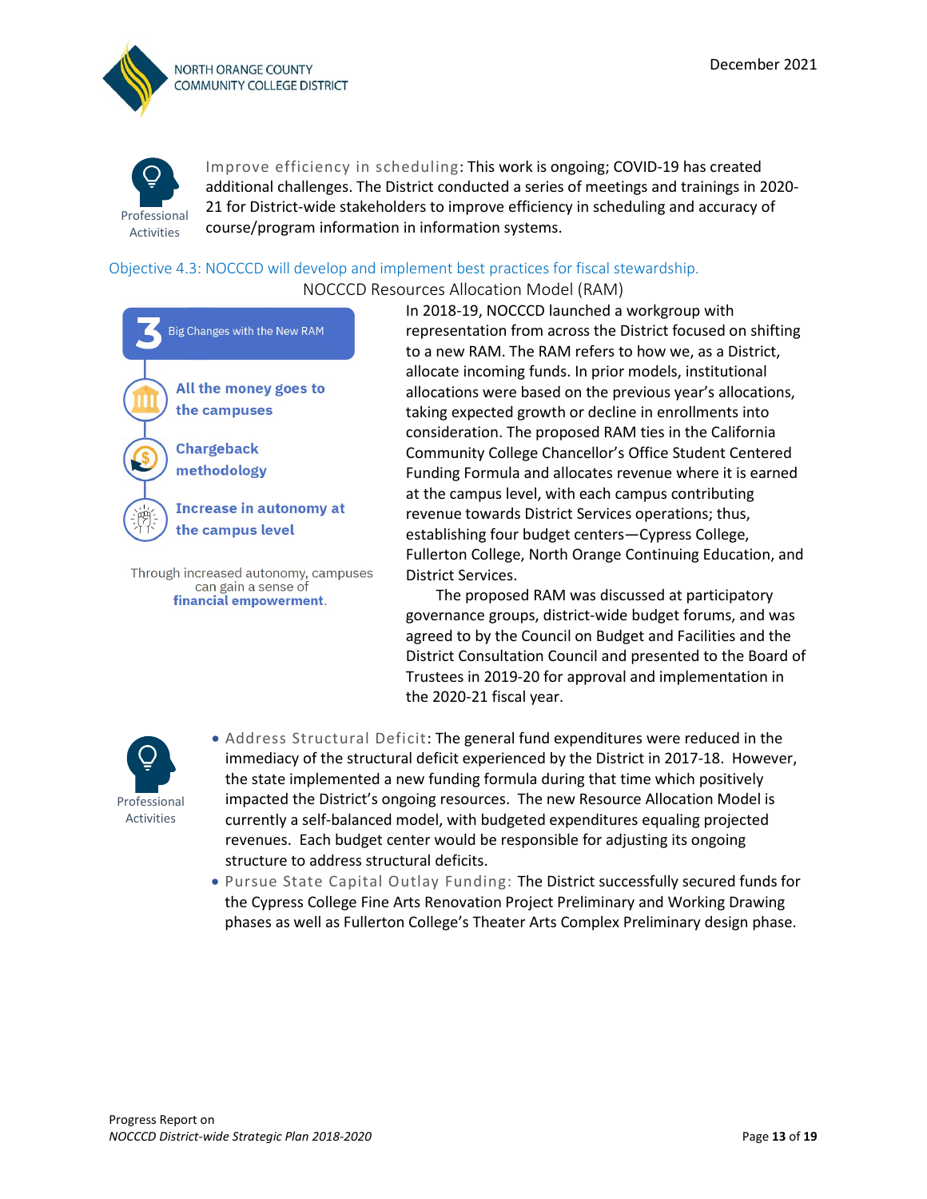Professional Activities

Improve efficiency in scheduling: This work is ongoing; COVID-19 has created additional challenges. The District conducted a series of meetings and trainings in 2020-21 for District-wide stakeholders to improve efficiency in scheduling and accuracy of course/program information in information systems.

### Objective 4.3: NOCCCD will develop and implement best practices for fiscal stewardship.

NOCCCD Resources Allocation Model (RAM)

**3** Big Changes with the New RAM

- **All the money goes to the campuses**
- **Chargeback methodology**
- **Increase in autonomy at the campus level**

Through increased autonomy, campuses can gain a sense of **financial empowerment**.

In 2018-19, NOCCCD launched a workgroup with representation from across the District focused on shifting to a new RAM. The RAM refers to how we, as a District, allocate incoming funds. In prior models, institutional allocations were based on the previous year's allocations, taking expected growth or decline in enrollments into consideration. The proposed RAM ties in the California Community College Chancellor's Office Student Centered Funding Formula and allocates revenue where it is earned at the campus level, with each campus contributing revenue towards District Services operations; thus, establishing four budget centers—Cypress College, Fullerton College, North Orange Continuing Education, and District Services.

The proposed RAM was discussed at participatory governance groups, district-wide budget forums, and was agreed to by the Council on Budget and Facilities and the District Consultation Council and presented to the Board of Trustees in 2019-20 for approval and implementation in the 2020-21 fiscal year.

Professional Activities

- Address Structural Deficit: The general fund expenditures were reduced in the immediacy of the structural deficit experienced by the District in 2017-18. However, the state implemented a new funding formula during that time which positively impacted the District's ongoing resources. The new Resource Allocation Model is currently a self-balanced model, with budgeted expenditures equaling projected revenues. Each budget center would be responsible for adjusting its ongoing structure to address structural deficits.
- Pursue State Capital Outlay Funding: The District successfully secured funds for the Cypress College Fine Arts Renovation Project Preliminary and Working Drawing phases as well as Fullerton College's Theater Arts Complex Preliminary design phase.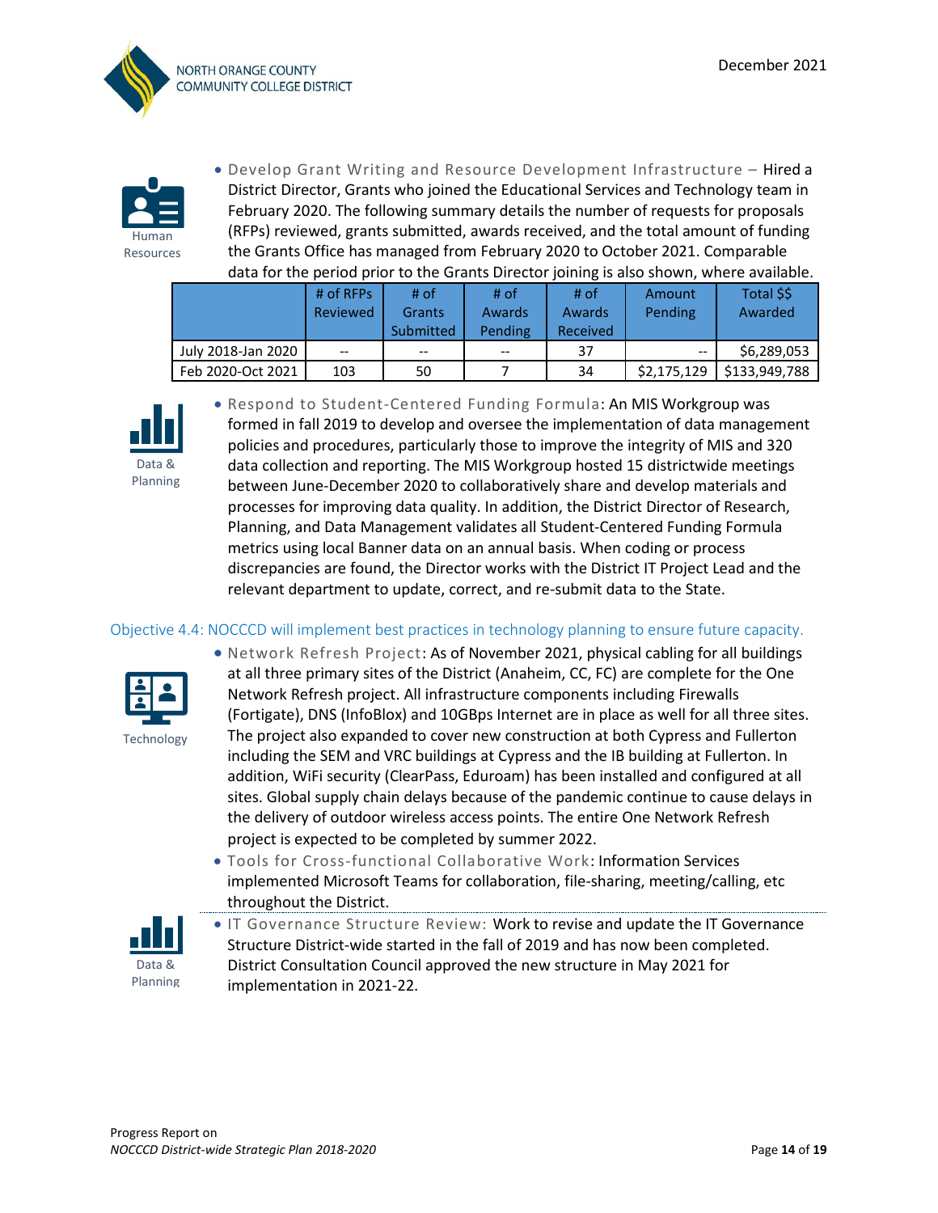Human Resources

- Develop Grant Writing and Resource Development Infrastructure – Hired a District Director, Grants who joined the Educational Services and Technology team in February 2020. The following summary details the number of requests for proposals (RFPs) reviewed, grants submitted, awards received, and the total amount of funding the Grants Office has managed from February 2020 to October 2021. Comparable data for the period prior to the Grants Director joining is also shown, where available.

| | # of RFPs Reviewed | # of Grants Submitted | # of Awards Pending | # of Awards Received | Amount Pending | Total $$ Awarded |
|---|---|---|---|---|---|---|
| July 2018-Jan 2020 | -- | -- | -- | 37 | -- | $6,289,053 |
| Feb 2020-Oct 2021 | 103 | 50 | 7 | 34 | $2,175,129 | $133,949,788 |

Data & Planning

- Respond to Student-Centered Funding Formula: An MIS Workgroup was formed in fall 2019 to develop and oversee the implementation of data management policies and procedures, particularly those to improve the integrity of MIS and 320 data collection and reporting. The MIS Workgroup hosted 15 districtwide meetings between June-December 2020 to collaboratively share and develop materials and processes for improving data quality. In addition, the District Director of Research, Planning, and Data Management validates all Student-Centered Funding Formula metrics using local Banner data on an annual basis. When coding or process discrepancies are found, the Director works with the District IT Project Lead and the relevant department to update, correct, and re-submit data to the State.

### Objective 4.4: NOCCCD will implement best practices in technology planning to ensure future capacity.

Technology

- Network Refresh Project: As of November 2021, physical cabling for all buildings at all three primary sites of the District (Anaheim, CC, FC) are complete for the One Network Refresh project. All infrastructure components including Firewalls (Fortigate), DNS (InfoBlox) and 10GBps Internet are in place as well for all three sites. The project also expanded to cover new construction at both Cypress and Fullerton including the SEM and VRC buildings at Cypress and the IB building at Fullerton. In addition, WiFi security (ClearPass, Eduroam) has been installed and configured at all sites. Global supply chain delays because of the pandemic continue to cause delays in the delivery of outdoor wireless access points. The entire One Network Refresh project is expected to be completed by summer 2022.
- Tools for Cross-functional Collaborative Work: Information Services implemented Microsoft Teams for collaboration, file-sharing, meeting/calling, etc throughout the District.

Data & Planning

- IT Governance Structure Review: Work to revise and update the IT Governance Structure District-wide started in the fall of 2019 and has now been completed. District Consultation Council approved the new structure in May 2021 for implementation in 2021-22.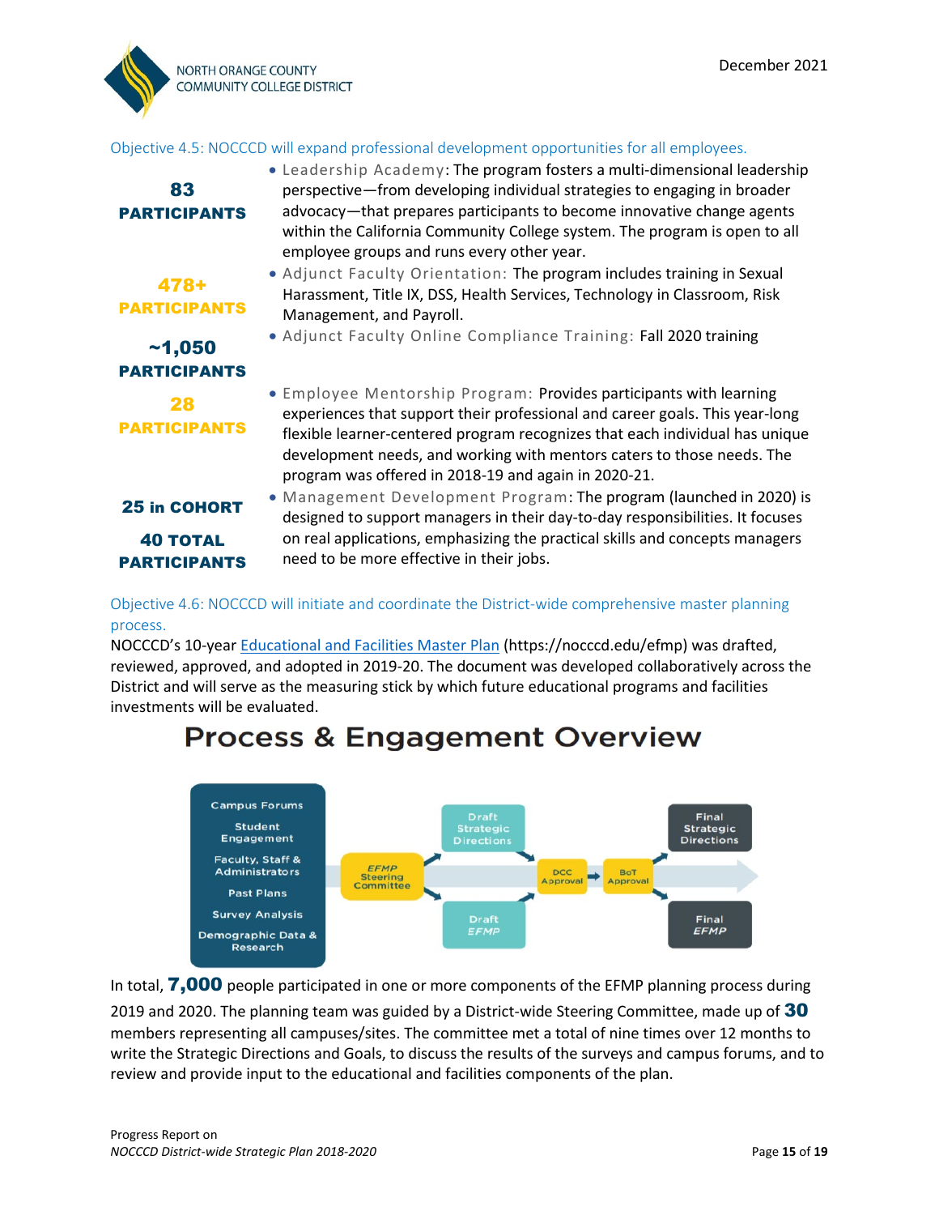Objective 4.5: NOCCCD will expand professional development opportunities for all employees.

| Participants | Program |
| --- | --- |
| **83 PARTICIPANTS** | Leadership Academy: The program fosters a multi-dimensional leadership perspective—from developing individual strategies to engaging in broader advocacy—that prepares participants to become innovative change agents within the California Community College system. The program is open to all employee groups and runs every other year. |
| **478+ PARTICIPANTS** | Adjunct Faculty Orientation: The program includes training in Sexual Harassment, Title IX, DSS, Health Services, Technology in Classroom, Risk Management, and Payroll. |
| **~1,050 PARTICIPANTS** | Adjunct Faculty Online Compliance Training: Fall 2020 training |
| **28 PARTICIPANTS** | Employee Mentorship Program: Provides participants with learning experiences that support their professional and career goals. This year-long flexible learner-centered program recognizes that each individual has unique development needs, and working with mentors caters to those needs. The program was offered in 2018-19 and again in 2020-21. |
| **25 in COHORT**<br>**40 TOTAL PARTICIPANTS** | Management Development Program: The program (launched in 2020) is designed to support managers in their day-to-day responsibilities. It focuses on real applications, emphasizing the practical skills and concepts managers need to be more effective in their jobs. |

Objective 4.6: NOCCCD will initiate and coordinate the District-wide comprehensive master planning process.

NOCCCD's 10-year Educational and Facilities Master Plan (https://nocccd.edu/efmp) was drafted, reviewed, approved, and adopted in 2019-20. The document was developed collaboratively across the District and will serve as the measuring stick by which future educational programs and facilities investments will be evaluated.

## Process & Engagement Overview

- Campus Forums
- Student Engagement
- Faculty, Staff & Administrators
- Past Plans
- Survey Analysis
- Demographic Data & Research

EFMP Steering Committee → Draft Strategic Directions / Draft EFMP → DCC Approval → BoT Approval → Final Strategic Directions / Final EFMP

In total, **7,000** people participated in one or more components of the EFMP planning process during 2019 and 2020. The planning team was guided by a District-wide Steering Committee, made up of **30** members representing all campuses/sites. The committee met a total of nine times over 12 months to write the Strategic Directions and Goals, to discuss the results of the surveys and campus forums, and to review and provide input to the educational and facilities components of the plan.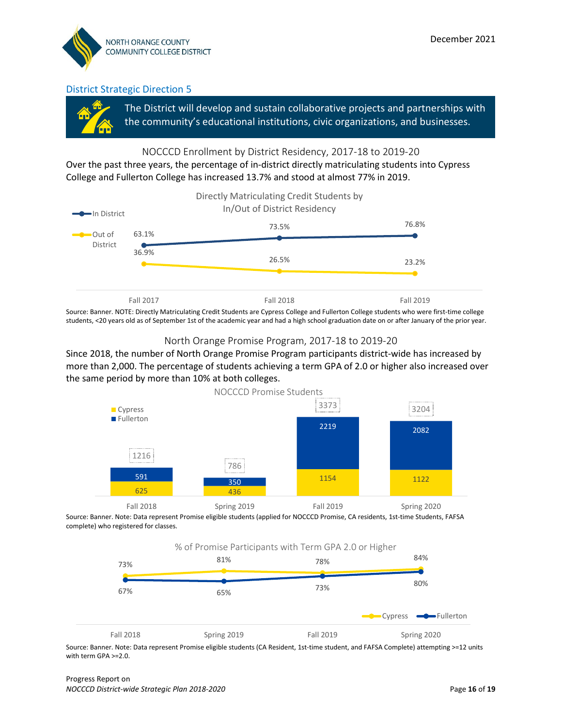## District Strategic Direction 5

**The District will develop and sustain collaborative projects and partnerships with the community's educational institutions, civic organizations, and businesses.**

### NOCCCD Enrollment by District Residency, 2017-18 to 2019-20

Over the past three years, the percentage of in-district directly matriculating students into Cypress College and Fullerton College has increased 13.7% and stood at almost 77% in 2019.

**Directly Matriculating Credit Students by In/Out of District Residency**

| | Fall 2017 | Fall 2018 | Fall 2019 |
|---|---|---|---|
| In District | 63.1% | 73.5% | 76.8% |
| Out of District | 36.9% | 26.5% | 23.2% |

Source: Banner. NOTE: Directly Matriculating Credit Students are Cypress College and Fullerton College students who were first-time college students, <20 years old as of September 1st of the academic year and had a high school graduation date on or after January of the prior year.

### North Orange Promise Program, 2017-18 to 2019-20

Since 2018, the number of North Orange Promise Program participants district-wide has increased by more than 2,000. The percentage of students achieving a term GPA of 2.0 or higher also increased over the same period by more than 10% at both colleges.

**NOCCCD Promise Students**

| | Fall 2018 | Spring 2019 | Fall 2019 | Spring 2020 |
|---|---|---|---|---|
| Cypress | 625 | 436 | 1154 | 1122 |
| Fullerton | 591 | 350 | 2219 | 2082 |
| Total | 1216 | 786 | 3373 | 3204 |

Source: Banner. Note: Data represent Promise eligible students (applied for NOCCCD Promise, CA residents, 1st-time Students, FAFSA complete) who registered for classes.

**% of Promise Participants with Term GPA 2.0 or Higher**

| | Fall 2018 | Spring 2019 | Fall 2019 | Spring 2020 |
|---|---|---|---|---|
| Cypress | 73% | 81% | 78% | 84% |
| Fullerton | 67% | 65% | 73% | 80% |

Source: Banner. Note: Data represent Promise eligible students (CA Resident, 1st-time student, and FAFSA Complete) attempting >=12 units with term GPA >=2.0.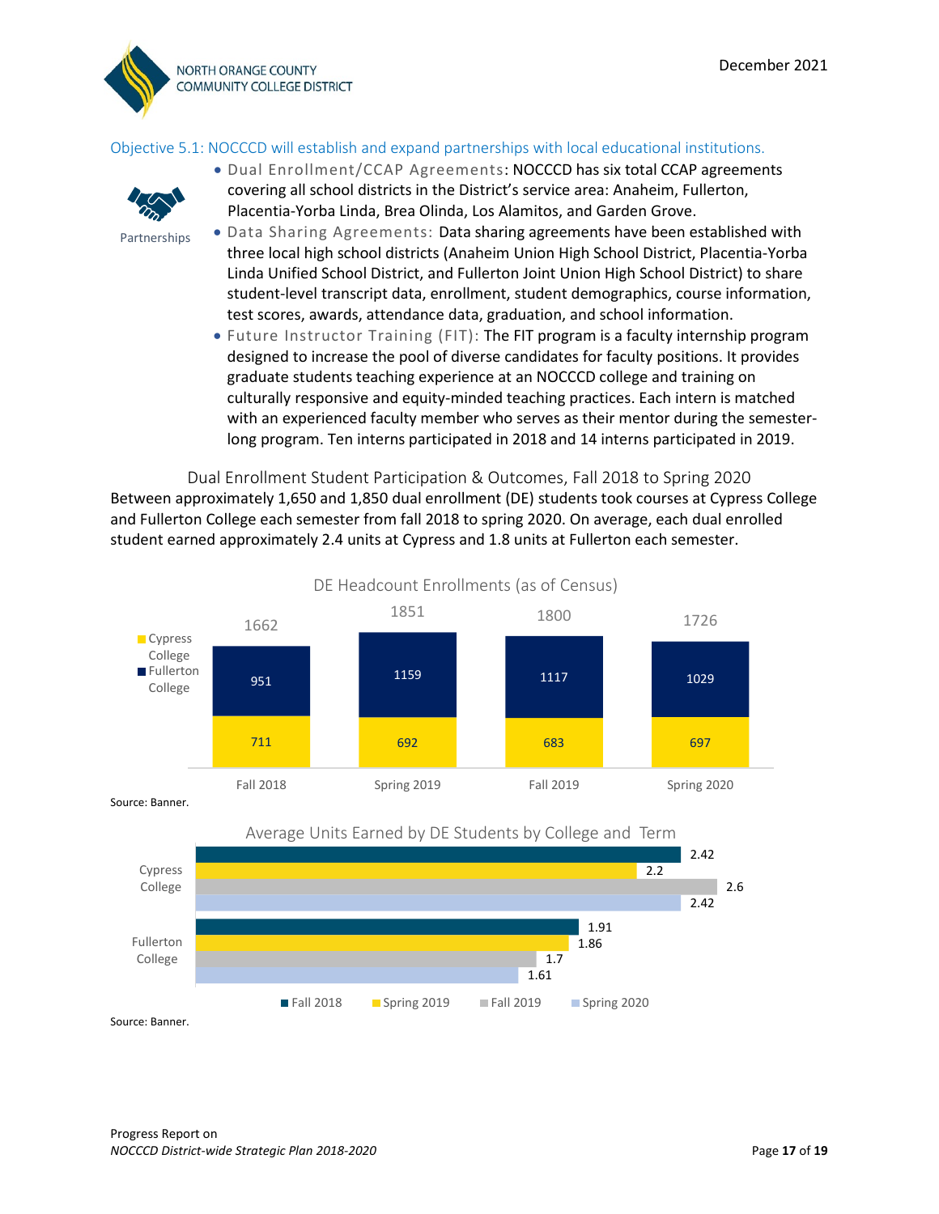Objective 5.1: NOCCCD will establish and expand partnerships with local educational institutions.

Partnerships

- Dual Enrollment/CCAP Agreements: NOCCCD has six total CCAP agreements covering all school districts in the District's service area: Anaheim, Fullerton, Placentia-Yorba Linda, Brea Olinda, Los Alamitos, and Garden Grove.
- Data Sharing Agreements: Data sharing agreements have been established with three local high school districts (Anaheim Union High School District, Placentia-Yorba Linda Unified School District, and Fullerton Joint Union High School District) to share student-level transcript data, enrollment, student demographics, course information, test scores, awards, attendance data, graduation, and school information.
- Future Instructor Training (FIT): The FIT program is a faculty internship program designed to increase the pool of diverse candidates for faculty positions. It provides graduate students teaching experience at an NOCCCD college and training on culturally responsive and equity-minded teaching practices. Each intern is matched with an experienced faculty member who serves as their mentor during the semester-long program. Ten interns participated in 2018 and 14 interns participated in 2019.

Dual Enrollment Student Participation & Outcomes, Fall 2018 to Spring 2020

Between approximately 1,650 and 1,850 dual enrollment (DE) students took courses at Cypress College and Fullerton College each semester from fall 2018 to spring 2020. On average, each dual enrolled student earned approximately 2.4 units at Cypress and 1.8 units at Fullerton each semester.

DE Headcount Enrollments (as of Census)

| | Fall 2018 | Spring 2019 | Fall 2019 | Spring 2020 |
|---|---|---|---|---|
| Cypress College | 711 | 692 | 683 | 697 |
| Fullerton College | 951 | 1159 | 1117 | 1029 |
| Total | 1662 | 1851 | 1800 | 1726 |

Source: Banner.

Average Units Earned by DE Students by College and Term

| | Fall 2018 | Spring 2019 | Fall 2019 | Spring 2020 |
|---|---|---|---|---|
| Cypress College | 2.42 | 2.2 | 2.6 | 2.42 |
| Fullerton College | 1.91 | 1.86 | 1.7 | 1.61 |

Source: Banner.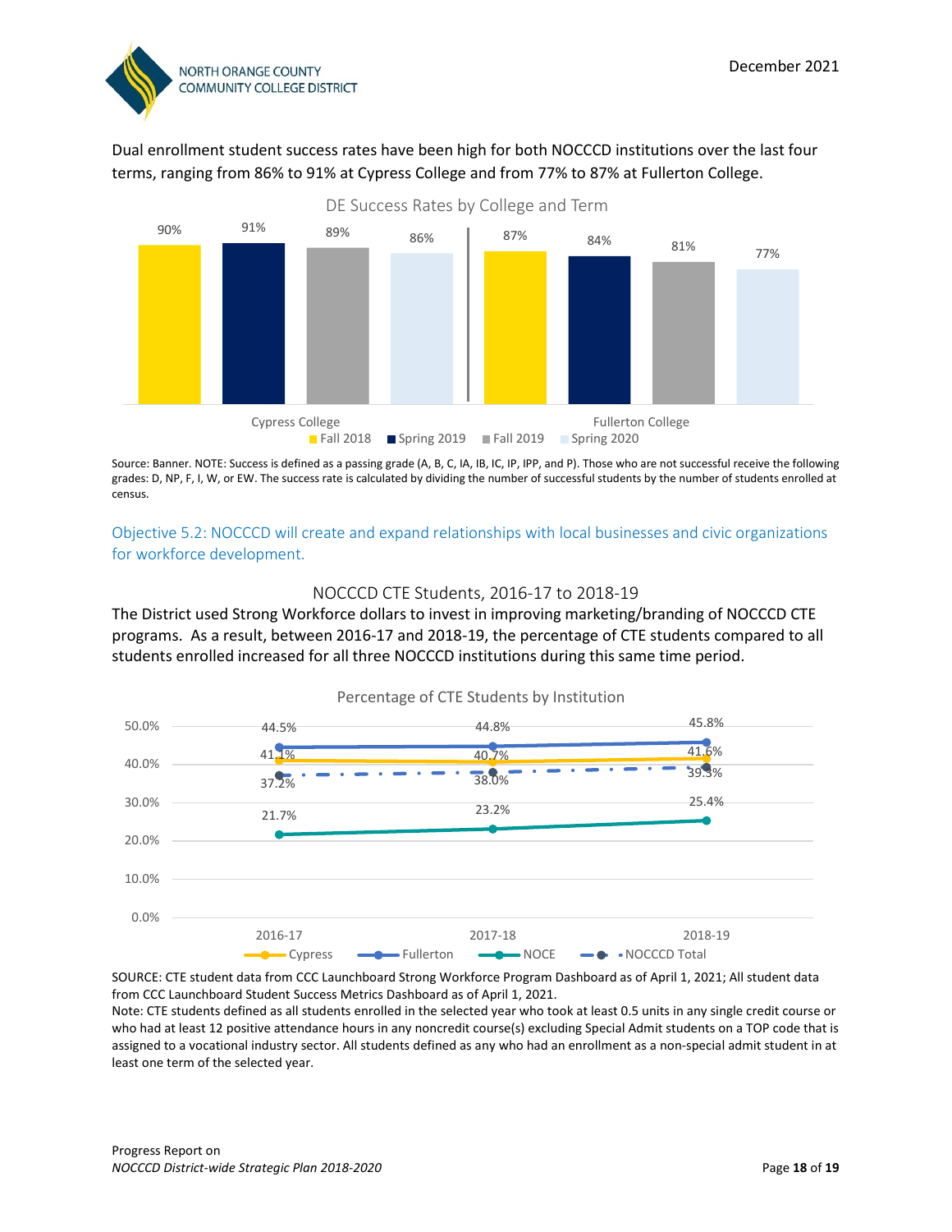Dual enrollment student success rates have been high for both NOCCCD institutions over the last four terms, ranging from 86% to 91% at Cypress College and from 77% to 87% at Fullerton College.

**DE Success Rates by College and Term**

| College | Fall 2018 | Spring 2019 | Fall 2019 | Spring 2020 |
|---|---|---|---|---|
| Cypress College | 90% | 91% | 89% | 86% |
| Fullerton College | 87% | 84% | 81% | 77% |

Source: Banner. NOTE: Success is defined as a passing grade (A, B, C, IA, IB, IC, IP, IPP, and P). Those who are not successful receive the following grades: D, NP, F, I, W, or EW. The success rate is calculated by dividing the number of successful students by the number of students enrolled at census.

## Objective 5.2: NOCCCD will create and expand relationships with local businesses and civic organizations for workforce development.

### NOCCCD CTE Students, 2016-17 to 2018-19

The District used Strong Workforce dollars to invest in improving marketing/branding of NOCCCD CTE programs. As a result, between 2016-17 and 2018-19, the percentage of CTE students compared to all students enrolled increased for all three NOCCCD institutions during this same time period.

**Percentage of CTE Students by Institution**

| Institution | 2016-17 | 2017-18 | 2018-19 |
|---|---|---|---|
| Cypress | 41.1% | 40.7% | 41.6% |
| Fullerton | 44.5% | 44.8% | 45.8% |
| NOCE | 21.7% | 23.2% | 25.4% |
| NOCCCD Total | 37.2% | 38.0% | 39.3% |

SOURCE: CTE student data from CCC Launchboard Strong Workforce Program Dashboard as of April 1, 2021; All student data from CCC Launchboard Student Success Metrics Dashboard as of April 1, 2021.
Note: CTE students defined as all students enrolled in the selected year who took at least 0.5 units in any single credit course or who had at least 12 positive attendance hours in any noncredit course(s) excluding Special Admit students on a TOP code that is assigned to a vocational industry sector. All students defined as any who had an enrollment as a non-special admit student in at least one term of the selected year.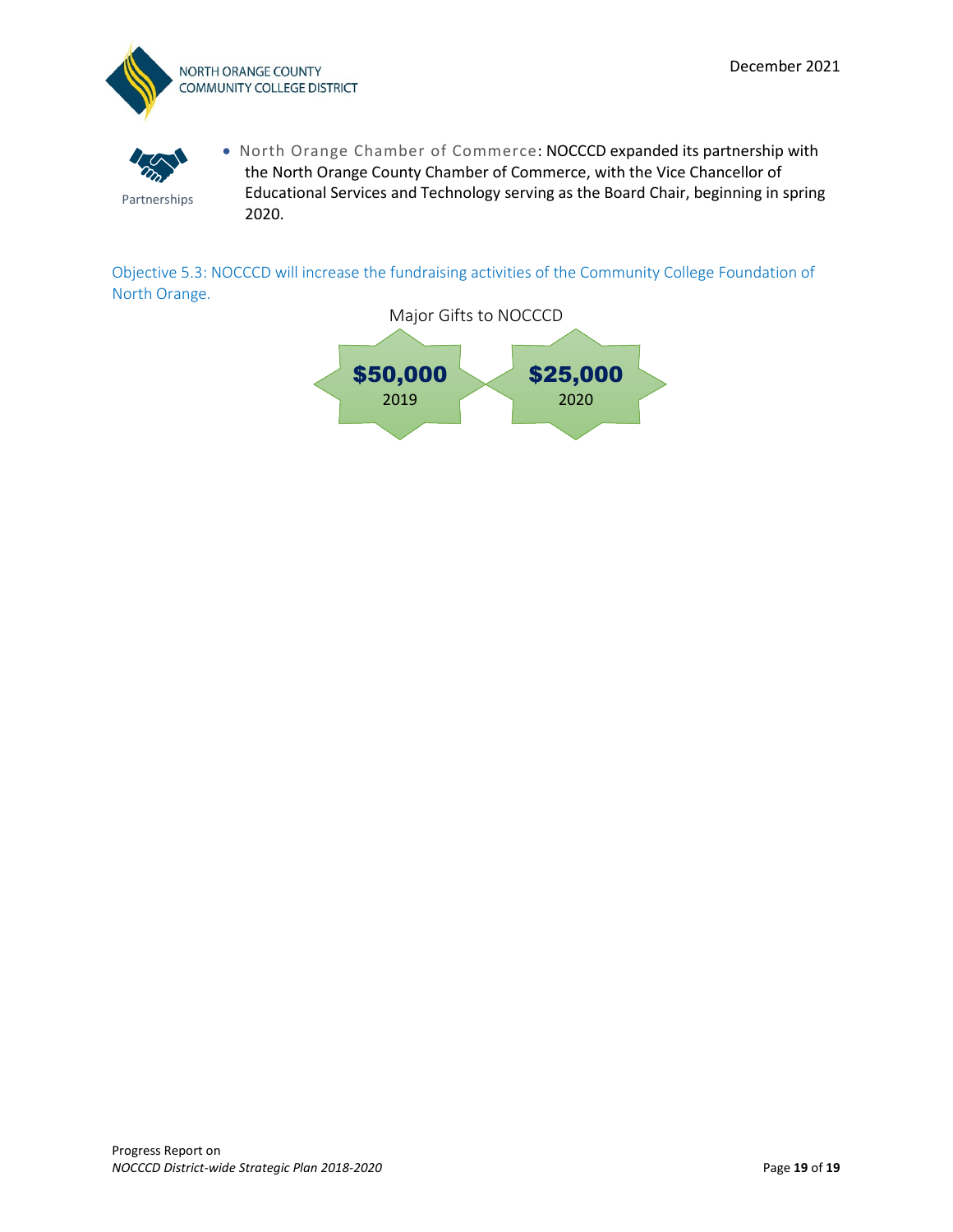Partnerships

- North Orange Chamber of Commerce: NOCCCD expanded its partnership with the North Orange County Chamber of Commerce, with the Vice Chancellor of Educational Services and Technology serving as the Board Chair, beginning in spring 2020.

Objective 5.3: NOCCCD will increase the fundraising activities of the Community College Foundation of North Orange.

Major Gifts to NOCCCD

**$50,000**
2019

**$25,000**
2020